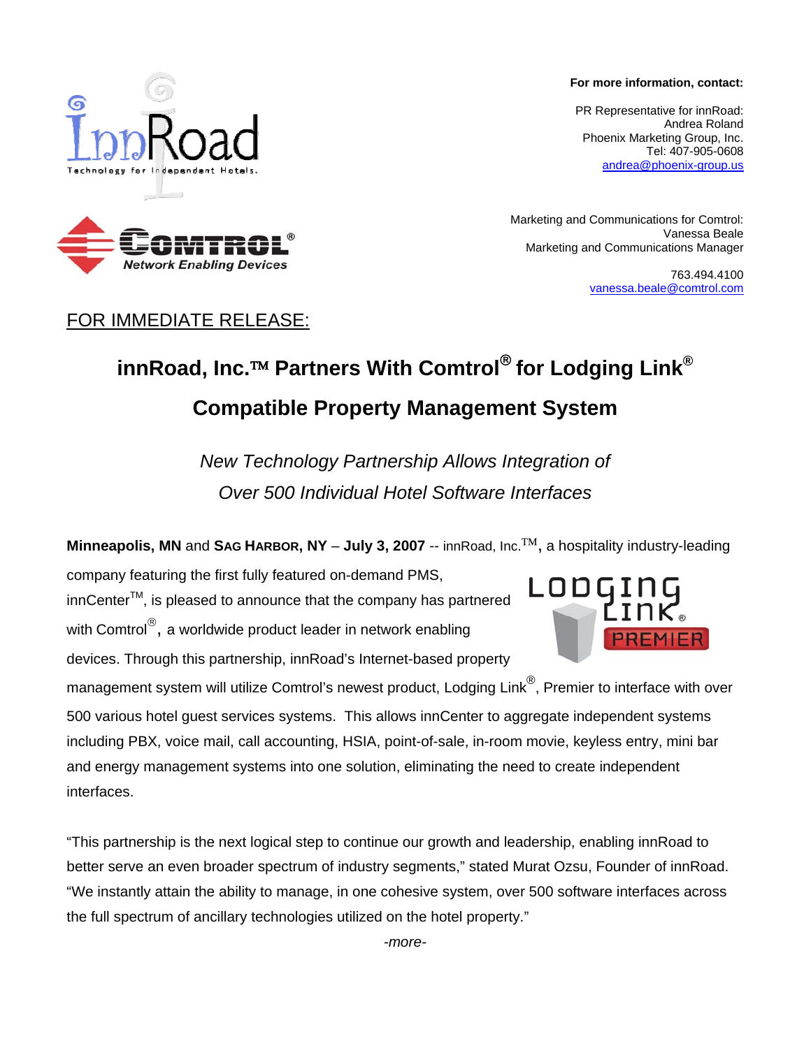**For more information, contact:**

PR Representative for innRoad:
Andrea Roland
Phoenix Marketing Group, Inc.
Tel: 407-905-0608
andrea@phoenix-group.us

Marketing and Communications for Comtrol:
Vanessa Beale
Marketing and Communications Manager

763.494.4100
vanessa.beale@comtrol.com

FOR IMMEDIATE RELEASE:

# innRoad, Inc.™ Partners With Comtrol® for Lodging Link® Compatible Property Management System

*New Technology Partnership Allows Integration of Over 500 Individual Hotel Software Interfaces*

**Minneapolis, MN** and **SAG HARBOR, NY** – **July 3, 2007** -- innRoad, Inc.™**,** a hospitality industry-leading company featuring the first fully featured on-demand PMS, innCenter™, is pleased to announce that the company has partnered with Comtrol®**,** a worldwide product leader in network enabling devices. Through this partnership, innRoad's Internet-based property management system will utilize Comtrol's newest product, Lodging Link®, Premier to interface with over 500 various hotel guest services systems. This allows innCenter to aggregate independent systems including PBX, voice mail, call accounting, HSIA, point-of-sale, in-room movie, keyless entry, mini bar and energy management systems into one solution, eliminating the need to create independent interfaces.

"This partnership is the next logical step to continue our growth and leadership, enabling innRoad to better serve an even broader spectrum of industry segments," stated Murat Ozsu, Founder of innRoad. "We instantly attain the ability to manage, in one cohesive system, over 500 software interfaces across the full spectrum of ancillary technologies utilized on the hotel property."

*-more-*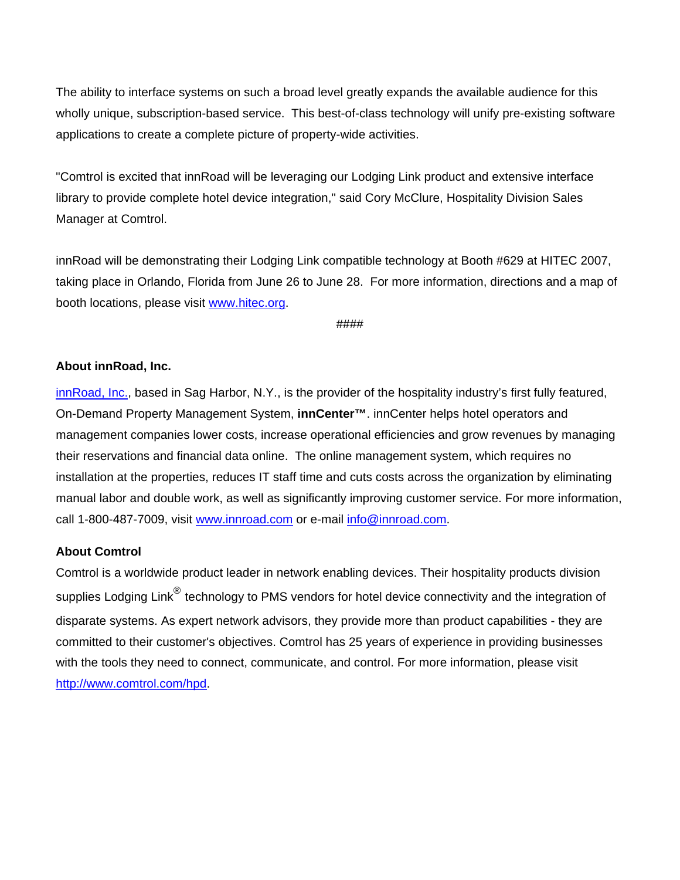The ability to interface systems on such a broad level greatly expands the available audience for this wholly unique, subscription-based service. This best-of-class technology will unify pre-existing software applications to create a complete picture of property-wide activities.

"Comtrol is excited that innRoad will be leveraging our Lodging Link product and extensive interface library to provide complete hotel device integration," said Cory McClure, Hospitality Division Sales Manager at Comtrol.

innRoad will be demonstrating their Lodging Link compatible technology at Booth #629 at HITEC 2007, taking place in Orlando, Florida from June 26 to June 28. For more information, directions and a map of booth locations, please visit www.hitec.org.

####

**About innRoad, Inc.**

innRoad, Inc., based in Sag Harbor, N.Y., is the provider of the hospitality industry's first fully featured, On-Demand Property Management System, **innCenter™**. innCenter helps hotel operators and management companies lower costs, increase operational efficiencies and grow revenues by managing their reservations and financial data online. The online management system, which requires no installation at the properties, reduces IT staff time and cuts costs across the organization by eliminating manual labor and double work, as well as significantly improving customer service. For more information, call 1-800-487-7009, visit www.innroad.com or e-mail info@innroad.com.

**About Comtrol**

Comtrol is a worldwide product leader in network enabling devices. Their hospitality products division supplies Lodging Link® technology to PMS vendors for hotel device connectivity and the integration of disparate systems. As expert network advisors, they provide more than product capabilities - they are committed to their customer's objectives. Comtrol has 25 years of experience in providing businesses with the tools they need to connect, communicate, and control. For more information, please visit http://www.comtrol.com/hpd.